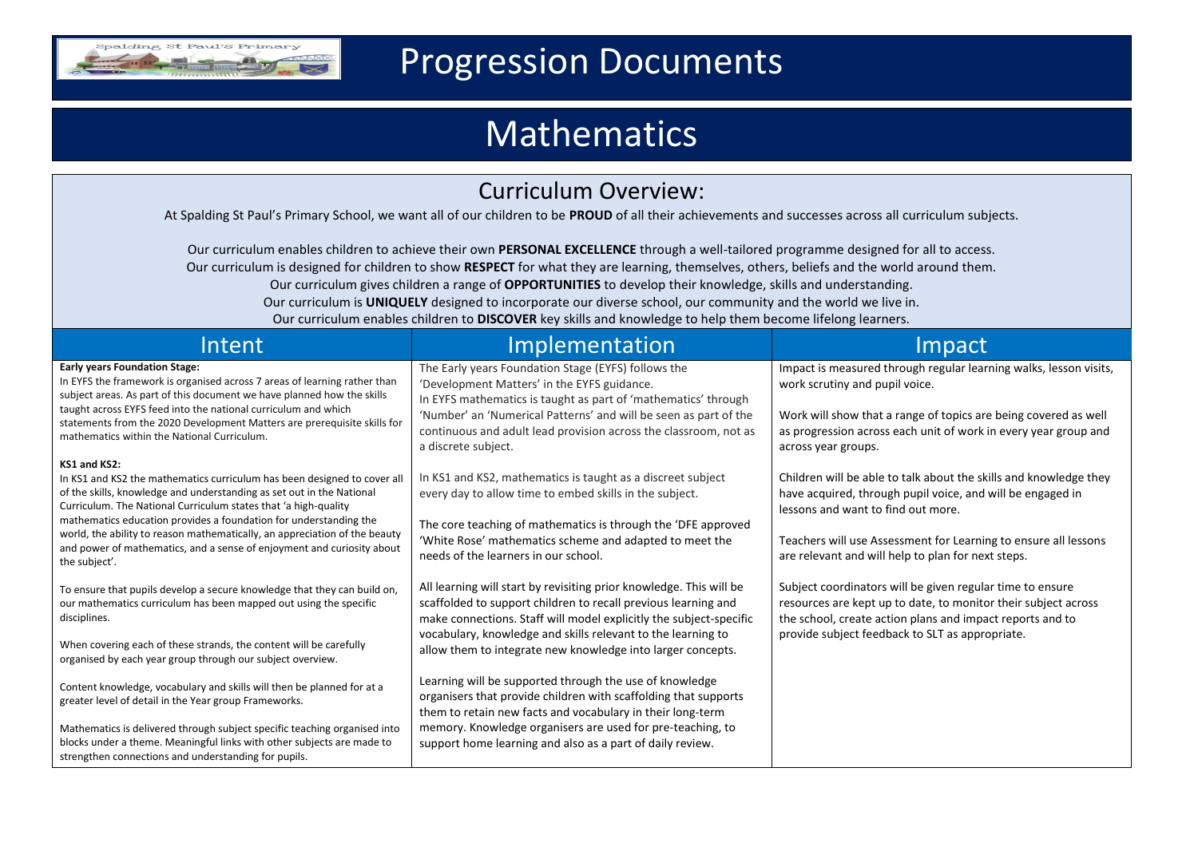# Progression Documents

# Mathematics

## Curriculum Overview:

At Spalding St Paul's Primary School, we want all of our children to be **PROUD** of all their achievements and successes across all curriculum subjects.

Our curriculum enables children to achieve their own **PERSONAL EXCELLENCE** through a well-tailored programme designed for all to access.
Our curriculum is designed for children to show **RESPECT** for what they are learning, themselves, others, beliefs and the world around them.
Our curriculum gives children a range of **OPPORTUNITIES** to develop their knowledge, skills and understanding.
Our curriculum is **UNIQUELY** designed to incorporate our diverse school, our community and the world we live in.
Our curriculum enables children to **DISCOVER** key skills and knowledge to help them become lifelong learners.

## Intent

**Early years Foundation Stage:**
In EYFS the framework is organised across 7 areas of learning rather than subject areas. As part of this document we have planned how the skills taught across EYFS feed into the national curriculum and which statements from the 2020 Development Matters are prerequisite skills for mathematics within the National Curriculum.

**KS1 and KS2:**
In KS1 and KS2 the mathematics curriculum has been designed to cover all of the skills, knowledge and understanding as set out in the National Curriculum. The National Curriculum states that 'a high-quality mathematics education provides a foundation for understanding the world, the ability to reason mathematically, an appreciation of the beauty and power of mathematics, and a sense of enjoyment and curiosity about the subject'.

To ensure that pupils develop a secure knowledge that they can build on, our mathematics curriculum has been mapped out using the specific disciplines.

When covering each of these strands, the content will be carefully organised by each year group through our subject overview.

Content knowledge, vocabulary and skills will then be planned for at a greater level of detail in the Year group Frameworks.

Mathematics is delivered through subject specific teaching organised into blocks under a theme. Meaningful links with other subjects are made to strengthen connections and understanding for pupils.

## Implementation

The Early years Foundation Stage (EYFS) follows the 'Development Matters' in the EYFS guidance.
In EYFS mathematics is taught as part of 'mathematics' through 'Number' an 'Numerical Patterns' and will be seen as part of the continuous and adult lead provision across the classroom, not as a discrete subject.

In KS1 and KS2, mathematics is taught as a discreet subject every day to allow time to embed skills in the subject.

The core teaching of mathematics is through the 'DFE approved 'White Rose' mathematics scheme and adapted to meet the needs of the learners in our school.

All learning will start by revisiting prior knowledge. This will be scaffolded to support children to recall previous learning and make connections. Staff will model explicitly the subject-specific vocabulary, knowledge and skills relevant to the learning to allow them to integrate new knowledge into larger concepts.

Learning will be supported through the use of knowledge organisers that provide children with scaffolding that supports them to retain new facts and vocabulary in their long-term memory. Knowledge organisers are used for pre-teaching, to support home learning and also as a part of daily review.

## Impact

Impact is measured through regular learning walks, lesson visits, work scrutiny and pupil voice.

Work will show that a range of topics are being covered as well as progression across each unit of work in every year group and across year groups.

Children will be able to talk about the skills and knowledge they have acquired, through pupil voice, and will be engaged in lessons and want to find out more.

Teachers will use Assessment for Learning to ensure all lessons are relevant and will help to plan for next steps.

Subject coordinators will be given regular time to ensure resources are kept up to date, to monitor their subject across the school, create action plans and impact reports and to provide subject feedback to SLT as appropriate.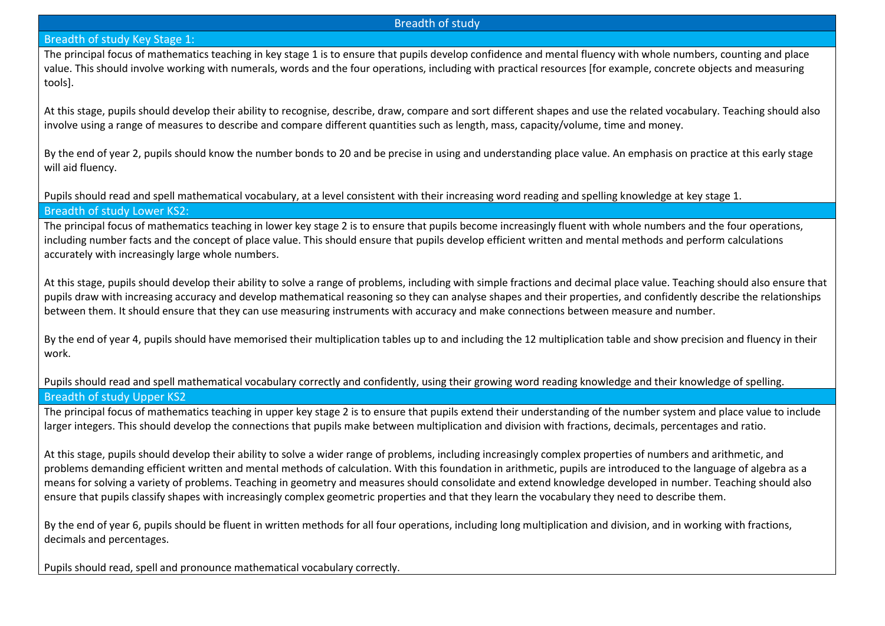# Breadth of study

## Breadth of study Key Stage 1:

The principal focus of mathematics teaching in key stage 1 is to ensure that pupils develop confidence and mental fluency with whole numbers, counting and place value. This should involve working with numerals, words and the four operations, including with practical resources [for example, concrete objects and measuring tools].

At this stage, pupils should develop their ability to recognise, describe, draw, compare and sort different shapes and use the related vocabulary. Teaching should also involve using a range of measures to describe and compare different quantities such as length, mass, capacity/volume, time and money.

By the end of year 2, pupils should know the number bonds to 20 and be precise in using and understanding place value. An emphasis on practice at this early stage will aid fluency.

Pupils should read and spell mathematical vocabulary, at a level consistent with their increasing word reading and spelling knowledge at key stage 1.

## Breadth of study Lower KS2:

The principal focus of mathematics teaching in lower key stage 2 is to ensure that pupils become increasingly fluent with whole numbers and the four operations, including number facts and the concept of place value. This should ensure that pupils develop efficient written and mental methods and perform calculations accurately with increasingly large whole numbers.

At this stage, pupils should develop their ability to solve a range of problems, including with simple fractions and decimal place value. Teaching should also ensure that pupils draw with increasing accuracy and develop mathematical reasoning so they can analyse shapes and their properties, and confidently describe the relationships between them. It should ensure that they can use measuring instruments with accuracy and make connections between measure and number.

By the end of year 4, pupils should have memorised their multiplication tables up to and including the 12 multiplication table and show precision and fluency in their work.

Pupils should read and spell mathematical vocabulary correctly and confidently, using their growing word reading knowledge and their knowledge of spelling.

## Breadth of study Upper KS2

The principal focus of mathematics teaching in upper key stage 2 is to ensure that pupils extend their understanding of the number system and place value to include larger integers. This should develop the connections that pupils make between multiplication and division with fractions, decimals, percentages and ratio.

At this stage, pupils should develop their ability to solve a wider range of problems, including increasingly complex properties of numbers and arithmetic, and problems demanding efficient written and mental methods of calculation. With this foundation in arithmetic, pupils are introduced to the language of algebra as a means for solving a variety of problems. Teaching in geometry and measures should consolidate and extend knowledge developed in number. Teaching should also ensure that pupils classify shapes with increasingly complex geometric properties and that they learn the vocabulary they need to describe them.

By the end of year 6, pupils should be fluent in written methods for all four operations, including long multiplication and division, and in working with fractions, decimals and percentages.

Pupils should read, spell and pronounce mathematical vocabulary correctly.